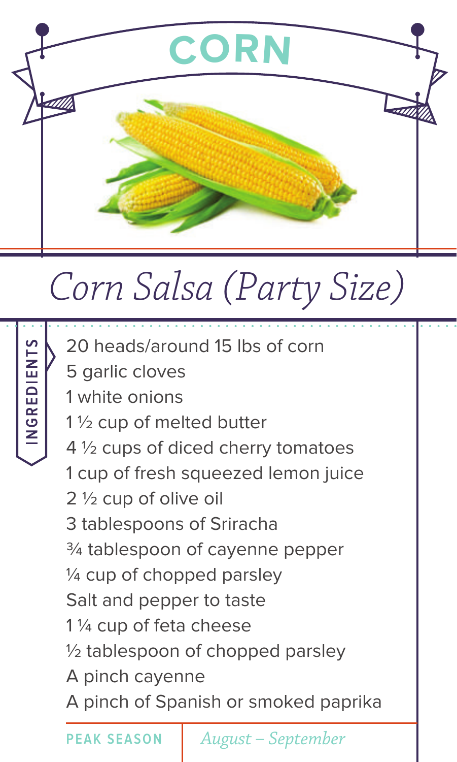# CORN

## Corn Salsa (Party Size)

**INGREDIENTS**

- 20 heads/around 15 lbs of corn
- 5 garlic cloves
- 1 white onions
- 1 ½ cup of melted butter
- 4 ½ cups of diced cherry tomatoes
- 1 cup of fresh squeezed lemon juice
- 2 ½ cup of olive oil
- 3 tablespoons of Sriracha
- ¾ tablespoon of cayenne pepper
- ¼ cup of chopped parsley
- Salt and pepper to taste
- 1 ¼ cup of feta cheese
- ½ tablespoon of chopped parsley
- A pinch cayenne
- A pinch of Spanish or smoked paprika

**PEAK SEASON** | *August – September*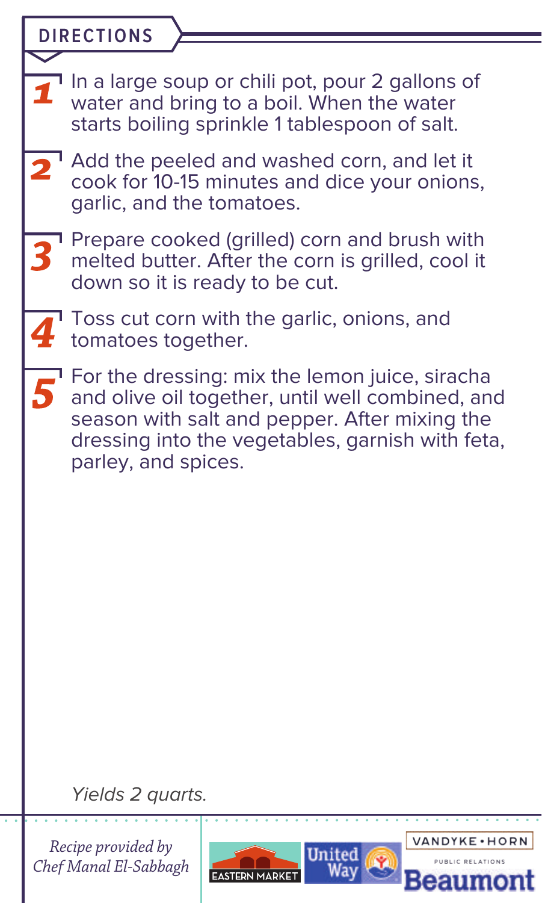## DIRECTIONS

1. In a large soup or chili pot, pour 2 gallons of water and bring to a boil. When the water starts boiling sprinkle 1 tablespoon of salt.
2. Add the peeled and washed corn, and let it cook for 10-15 minutes and dice your onions, garlic, and the tomatoes.
3. Prepare cooked (grilled) corn and brush with melted butter. After the corn is grilled, cool it down so it is ready to be cut.
4. Toss cut corn with the garlic, onions, and tomatoes together.
5. For the dressing: mix the lemon juice, siracha and olive oil together, until well combined, and season with salt and pepper. After mixing the dressing into the vegetables, garnish with feta, parley, and spices.

*Yields 2 quarts.*

*Recipe provided by Chef Manal El-Sabbagh*

EASTERN MARKET United Way VANDYKE • HORN PUBLIC RELATIONS Beaumont